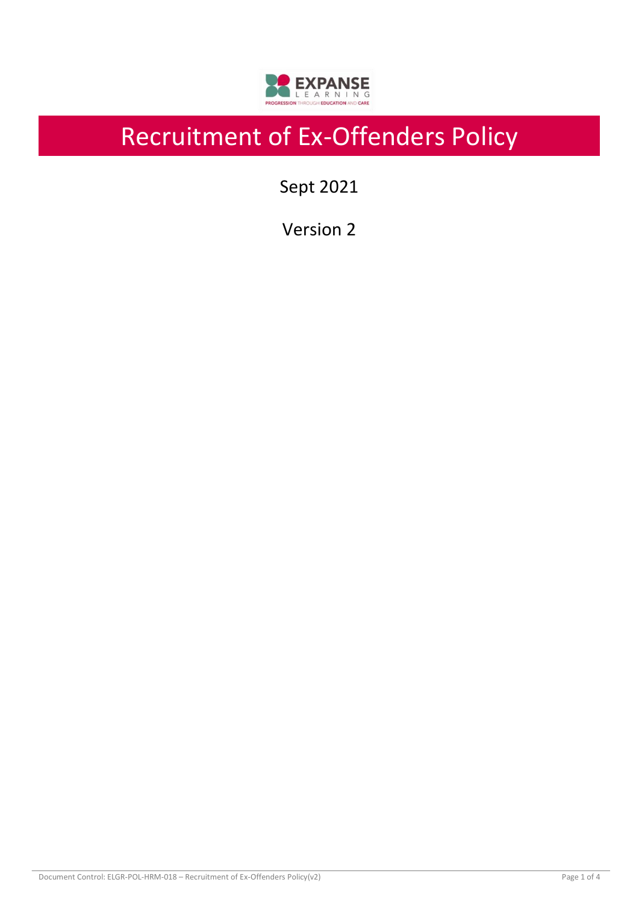# Recruitment of Ex-Offenders Policy

Sept 2021

Version 2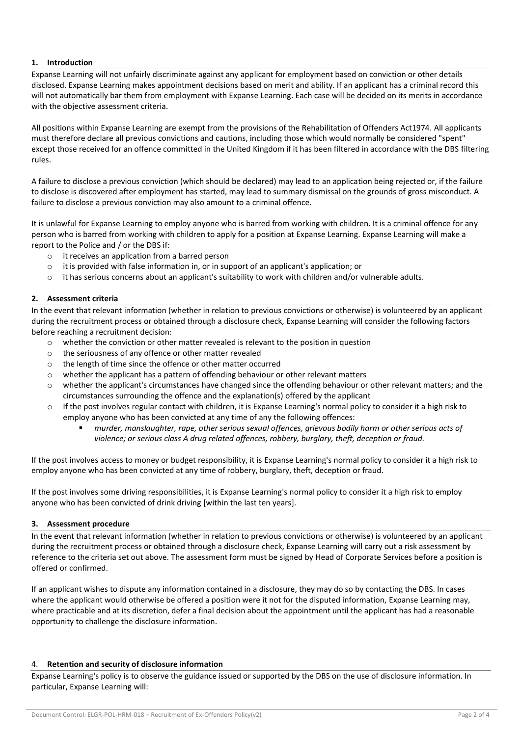## 1. Introduction

Expanse Learning will not unfairly discriminate against any applicant for employment based on conviction or other details disclosed. Expanse Learning makes appointment decisions based on merit and ability. If an applicant has a criminal record this will not automatically bar them from employment with Expanse Learning. Each case will be decided on its merits in accordance with the objective assessment criteria.

All positions within Expanse Learning are exempt from the provisions of the Rehabilitation of Offenders Act1974. All applicants must therefore declare all previous convictions and cautions, including those which would normally be considered "spent" except those received for an offence committed in the United Kingdom if it has been filtered in accordance with the DBS filtering rules.

A failure to disclose a previous conviction (which should be declared) may lead to an application being rejected or, if the failure to disclose is discovered after employment has started, may lead to summary dismissal on the grounds of gross misconduct. A failure to disclose a previous conviction may also amount to a criminal offence.

It is unlawful for Expanse Learning to employ anyone who is barred from working with children. It is a criminal offence for any person who is barred from working with children to apply for a position at Expanse Learning. Expanse Learning will make a report to the Police and / or the DBS if:

- it receives an application from a barred person
- it is provided with false information in, or in support of an applicant's application; or
- it has serious concerns about an applicant's suitability to work with children and/or vulnerable adults.

## 2. Assessment criteria

In the event that relevant information (whether in relation to previous convictions or otherwise) is volunteered by an applicant during the recruitment process or obtained through a disclosure check, Expanse Learning will consider the following factors before reaching a recruitment decision:

- whether the conviction or other matter revealed is relevant to the position in question
- the seriousness of any offence or other matter revealed
- the length of time since the offence or other matter occurred
- whether the applicant has a pattern of offending behaviour or other relevant matters
- whether the applicant's circumstances have changed since the offending behaviour or other relevant matters; and the circumstances surrounding the offence and the explanation(s) offered by the applicant
- If the post involves regular contact with children, it is Expanse Learning's normal policy to consider it a high risk to employ anyone who has been convicted at any time of any the following offences:
  - *murder, manslaughter, rape, other serious sexual offences, grievous bodily harm or other serious acts of violence; or serious class A drug related offences, robbery, burglary, theft, deception or fraud.*

If the post involves access to money or budget responsibility, it is Expanse Learning's normal policy to consider it a high risk to employ anyone who has been convicted at any time of robbery, burglary, theft, deception or fraud.

If the post involves some driving responsibilities, it is Expanse Learning's normal policy to consider it a high risk to employ anyone who has been convicted of drink driving [within the last ten years].

## 3. Assessment procedure

In the event that relevant information (whether in relation to previous convictions or otherwise) is volunteered by an applicant during the recruitment process or obtained through a disclosure check, Expanse Learning will carry out a risk assessment by reference to the criteria set out above. The assessment form must be signed by Head of Corporate Services before a position is offered or confirmed.

If an applicant wishes to dispute any information contained in a disclosure, they may do so by contacting the DBS. In cases where the applicant would otherwise be offered a position were it not for the disputed information, Expanse Learning may, where practicable and at its discretion, defer a final decision about the appointment until the applicant has had a reasonable opportunity to challenge the disclosure information.

## 4. Retention and security of disclosure information

Expanse Learning's policy is to observe the guidance issued or supported by the DBS on the use of disclosure information. In particular, Expanse Learning will: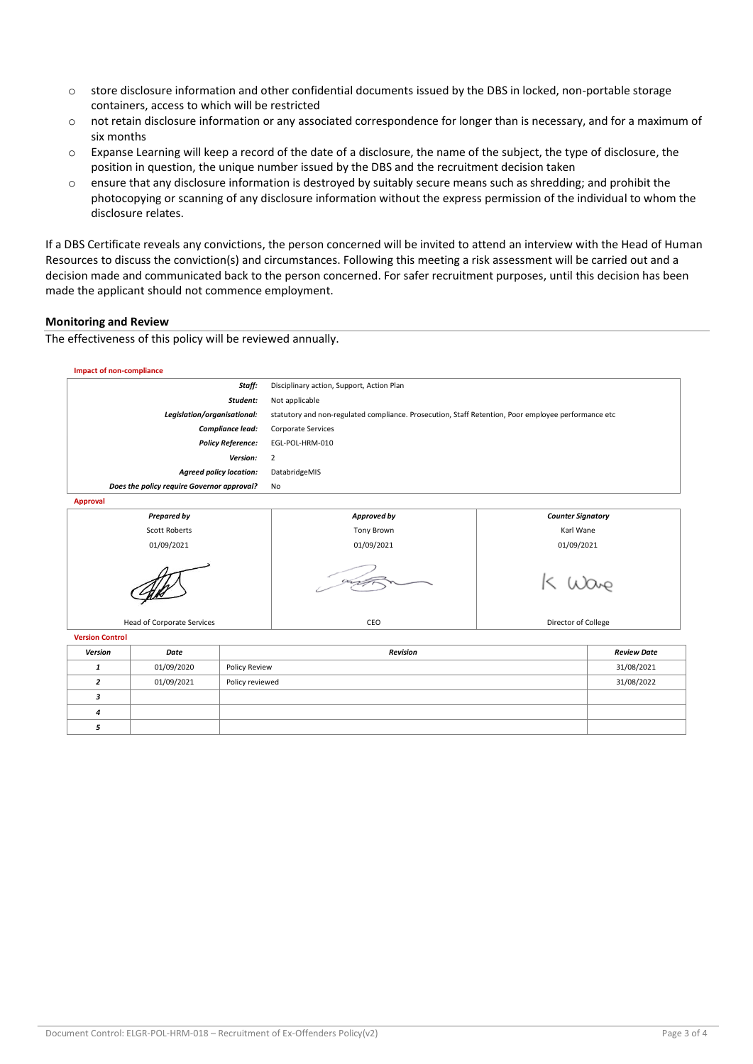- store disclosure information and other confidential documents issued by the DBS in locked, non-portable storage containers, access to which will be restricted
- not retain disclosure information or any associated correspondence for longer than is necessary, and for a maximum of six months
- Expanse Learning will keep a record of the date of a disclosure, the name of the subject, the type of disclosure, the position in question, the unique number issued by the DBS and the recruitment decision taken
- ensure that any disclosure information is destroyed by suitably secure means such as shredding; and prohibit the photocopying or scanning of any disclosure information without the express permission of the individual to whom the disclosure relates.

If a DBS Certificate reveals any convictions, the person concerned will be invited to attend an interview with the Head of Human Resources to discuss the conviction(s) and circumstances. Following this meeting a risk assessment will be carried out and a decision made and communicated back to the person concerned. For safer recruitment purposes, until this decision has been made the applicant should not commence employment.

### Monitoring and Review

The effectiveness of this policy will be reviewed annually.

**Impact of non-compliance**

| | |
|---|---|
| ***Staff:*** | Disciplinary action, Support, Action Plan |
| ***Student:*** | Not applicable |
| ***Legislation/organisational:*** | statutory and non-regulated compliance. Prosecution, Staff Retention, Poor employee performance etc |
| ***Compliance lead:*** | Corporate Services |
| ***Policy Reference:*** | EGL-POL-HRM-010 |
| ***Version:*** | 2 |
| ***Agreed policy location:*** | DatabridgeMIS |
| ***Does the policy require Governor approval?*** | No |

**Approval**

| ***Prepared by*** | ***Approved by*** | ***Counter Signatory*** |
|---|---|---|
| Scott Roberts | Tony Brown | Karl Wane |
| 01/09/2021 | 01/09/2021 | 01/09/2021 |
| [signature] | [signature] | K Wane |
| Head of Corporate Services | CEO | Director of College |

**Version Control**

| ***Version*** | ***Date*** | ***Revision*** | ***Review Date*** |
|---|---|---|---|
| ***1*** | 01/09/2020 | Policy Review | 31/08/2021 |
| ***2*** | 01/09/2021 | Policy reviewed | 31/08/2022 |
| ***3*** | | | |
| ***4*** | | | |
| ***5*** | | | |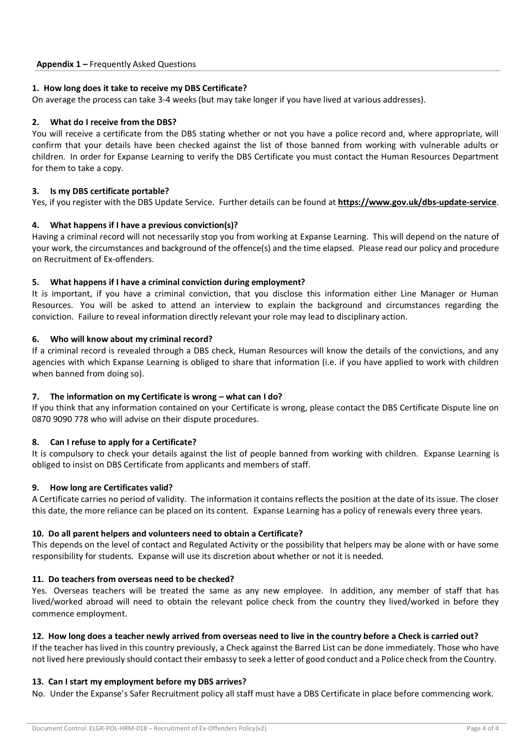**Appendix 1 –** Frequently Asked Questions

### 1. How long does it take to receive my DBS Certificate?

On average the process can take 3-4 weeks (but may take longer if you have lived at various addresses).

### 2. What do I receive from the DBS?

You will receive a certificate from the DBS stating whether or not you have a police record and, where appropriate, will confirm that your details have been checked against the list of those banned from working with vulnerable adults or children. In order for Expanse Learning to verify the DBS Certificate you must contact the Human Resources Department for them to take a copy.

### 3. Is my DBS certificate portable?

Yes, if you register with the DBS Update Service. Further details can be found at **https://www.gov.uk/dbs-update-service**.

### 4. What happens if I have a previous conviction(s)?

Having a criminal record will not necessarily stop you from working at Expanse Learning. This will depend on the nature of your work, the circumstances and background of the offence(s) and the time elapsed. Please read our policy and procedure on Recruitment of Ex-offenders.

### 5. What happens if I have a criminal conviction during employment?

It is important, if you have a criminal conviction, that you disclose this information either Line Manager or Human Resources. You will be asked to attend an interview to explain the background and circumstances regarding the conviction. Failure to reveal information directly relevant your role may lead to disciplinary action.

### 6. Who will know about my criminal record?

If a criminal record is revealed through a DBS check, Human Resources will know the details of the convictions, and any agencies with which Expanse Learning is obliged to share that information (i.e. if you have applied to work with children when banned from doing so).

### 7. The information on my Certificate is wrong – what can I do?

If you think that any information contained on your Certificate is wrong, please contact the DBS Certificate Dispute line on 0870 9090 778 who will advise on their dispute procedures.

### 8. Can I refuse to apply for a Certificate?

It is compulsory to check your details against the list of people banned from working with children. Expanse Learning is obliged to insist on DBS Certificate from applicants and members of staff.

### 9. How long are Certificates valid?

A Certificate carries no period of validity. The information it contains reflects the position at the date of its issue. The closer this date, the more reliance can be placed on its content. Expanse Learning has a policy of renewals every three years.

### 10. Do all parent helpers and volunteers need to obtain a Certificate?

This depends on the level of contact and Regulated Activity or the possibility that helpers may be alone with or have some responsibility for students. Expanse will use its discretion about whether or not it is needed.

### 11. Do teachers from overseas need to be checked?

Yes. Overseas teachers will be treated the same as any new employee. In addition, any member of staff that has lived/worked abroad will need to obtain the relevant police check from the country they lived/worked in before they commence employment.

### 12. How long does a teacher newly arrived from overseas need to live in the country before a Check is carried out?

If the teacher has lived in this country previously, a Check against the Barred List can be done immediately. Those who have not lived here previously should contact their embassy to seek a letter of good conduct and a Police check from the Country.

### 13. Can I start my employment before my DBS arrives?

No. Under the Expanse's Safer Recruitment policy all staff must have a DBS Certificate in place before commencing work.